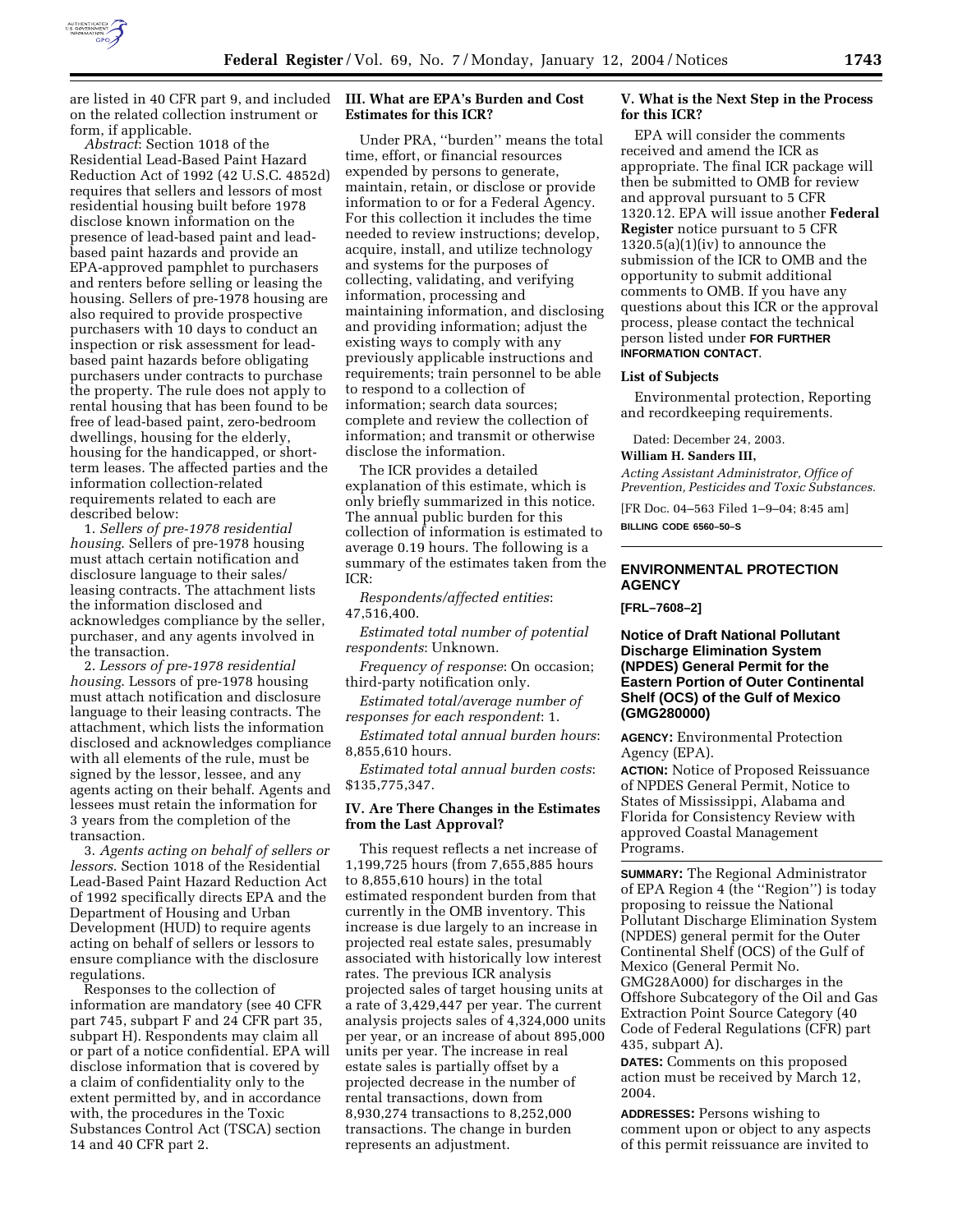are listed in 40 CFR part 9, and included on the related collection instrument or form, if applicable.

*Abstract*: Section 1018 of the Residential Lead-Based Paint Hazard Reduction Act of 1992 (42 U.S.C. 4852d) requires that sellers and lessors of most residential housing built before 1978 disclose known information on the presence of lead-based paint and lead-based paint hazards and provide an EPA-approved pamphlet to purchasers and renters before selling or leasing the housing. Sellers of pre-1978 housing are also required to provide prospective purchasers with 10 days to conduct an inspection or risk assessment for lead-based paint hazards before obligating purchasers under contracts to purchase the property. The rule does not apply to rental housing that has been found to be free of lead-based paint, zero-bedroom dwellings, housing for the elderly, housing for the handicapped, or short-term leases. The affected parties and the information collection-related requirements related to each are described below:

1. *Sellers of pre-1978 residential housing*. Sellers of pre-1978 housing must attach certain notification and disclosure language to their sales/leasing contracts. The attachment lists the information disclosed and acknowledges compliance by the seller, purchaser, and any agents involved in the transaction.

2. *Lessors of pre-1978 residential housing*. Lessors of pre-1978 housing must attach notification and disclosure language to their leasing contracts. The attachment, which lists the information disclosed and acknowledges compliance with all elements of the rule, must be signed by the lessor, lessee, and any agents acting on their behalf. Agents and lessees must retain the information for 3 years from the completion of the transaction.

3. *Agents acting on behalf of sellers or lessors*. Section 1018 of the Residential Lead-Based Paint Hazard Reduction Act of 1992 specifically directs EPA and the Department of Housing and Urban Development (HUD) to require agents acting on behalf of sellers or lessors to ensure compliance with the disclosure regulations.

Responses to the collection of information are mandatory (see 40 CFR part 745, subpart F and 24 CFR part 35, subpart H). Respondents may claim all or part of a notice confidential. EPA will disclose information that is covered by a claim of confidentiality only to the extent permitted by, and in accordance with, the procedures in the Toxic Substances Control Act (TSCA) section 14 and 40 CFR part 2.

## III. What are EPA's Burden and Cost Estimates for this ICR?

Under PRA, "burden" means the total time, effort, or financial resources expended by persons to generate, maintain, retain, or disclose or provide information to or for a Federal Agency. For this collection it includes the time needed to review instructions; develop, acquire, install, and utilize technology and systems for the purposes of collecting, validating, and verifying information, processing and maintaining information, and disclosing and providing information; adjust the existing ways to comply with any previously applicable instructions and requirements; train personnel to be able to respond to a collection of information; search data sources; complete and review the collection of information; and transmit or otherwise disclose the information.

The ICR provides a detailed explanation of this estimate, which is only briefly summarized in this notice. The annual public burden for this collection of information is estimated to average 0.19 hours. The following is a summary of the estimates taken from the ICR:

*Respondents/affected entities*: 47,516,400.

*Estimated total number of potential respondents*: Unknown.

*Frequency of response*: On occasion; third-party notification only.

*Estimated total/average number of responses for each respondent*: 1.

*Estimated total annual burden hours*: 8,855,610 hours.

*Estimated total annual burden costs*: $135,775,347.

## IV. Are There Changes in the Estimates from the Last Approval?

This request reflects a net increase of 1,199,725 hours (from 7,655,885 hours to 8,855,610 hours) in the total estimated respondent burden from that currently in the OMB inventory. This increase is due largely to an increase in projected real estate sales, presumably associated with historically low interest rates. The previous ICR analysis projected sales of target housing units at a rate of 3,429,447 per year. The current analysis projects sales of 4,324,000 units per year, or an increase of about 895,000 units per year. The increase in real estate sales is partially offset by a projected decrease in the number of rental transactions, down from 8,930,274 transactions to 8,252,000 transactions. The change in burden represents an adjustment.

## V. What is the Next Step in the Process for this ICR?

EPA will consider the comments received and amend the ICR as appropriate. The final ICR package will then be submitted to OMB for review and approval pursuant to 5 CFR 1320.12. EPA will issue another **Federal Register** notice pursuant to 5 CFR 1320.5(a)(1)(iv) to announce the submission of the ICR to OMB and the opportunity to submit additional comments to OMB. If you have any questions about this ICR or the approval process, please contact the technical person listed under **FOR FURTHER INFORMATION CONTACT**.

### List of Subjects

Environmental protection, Reporting and recordkeeping requirements.

Dated: December 24, 2003.

**William H. Sanders III,**

*Acting Assistant Administrator, Office of Prevention, Pesticides and Toxic Substances.*

[FR Doc. 04–563 Filed 1–9–04; 8:45 am]

**BILLING CODE 6560–50–S**

---

# ENVIRONMENTAL PROTECTION AGENCY

**[FRL–7608–2]**

## Notice of Draft National Pollutant Discharge Elimination System (NPDES) General Permit for the Eastern Portion of Outer Continental Shelf (OCS) of the Gulf of Mexico (GMG280000)

**AGENCY:** Environmental Protection Agency (EPA).

**ACTION:** Notice of Proposed Reissuance of NPDES General Permit, Notice to States of Mississippi, Alabama and Florida for Consistency Review with approved Coastal Management Programs.

**SUMMARY:** The Regional Administrator of EPA Region 4 (the "Region") is today proposing to reissue the National Pollutant Discharge Elimination System (NPDES) general permit for the Outer Continental Shelf (OCS) of the Gulf of Mexico (General Permit No. GMG28A000) for discharges in the Offshore Subcategory of the Oil and Gas Extraction Point Source Category (40 Code of Federal Regulations (CFR) part 435, subpart A).

**DATES:** Comments on this proposed action must be received by March 12, 2004.

**ADDRESSES:** Persons wishing to comment upon or object to any aspects of this permit reissuance are invited to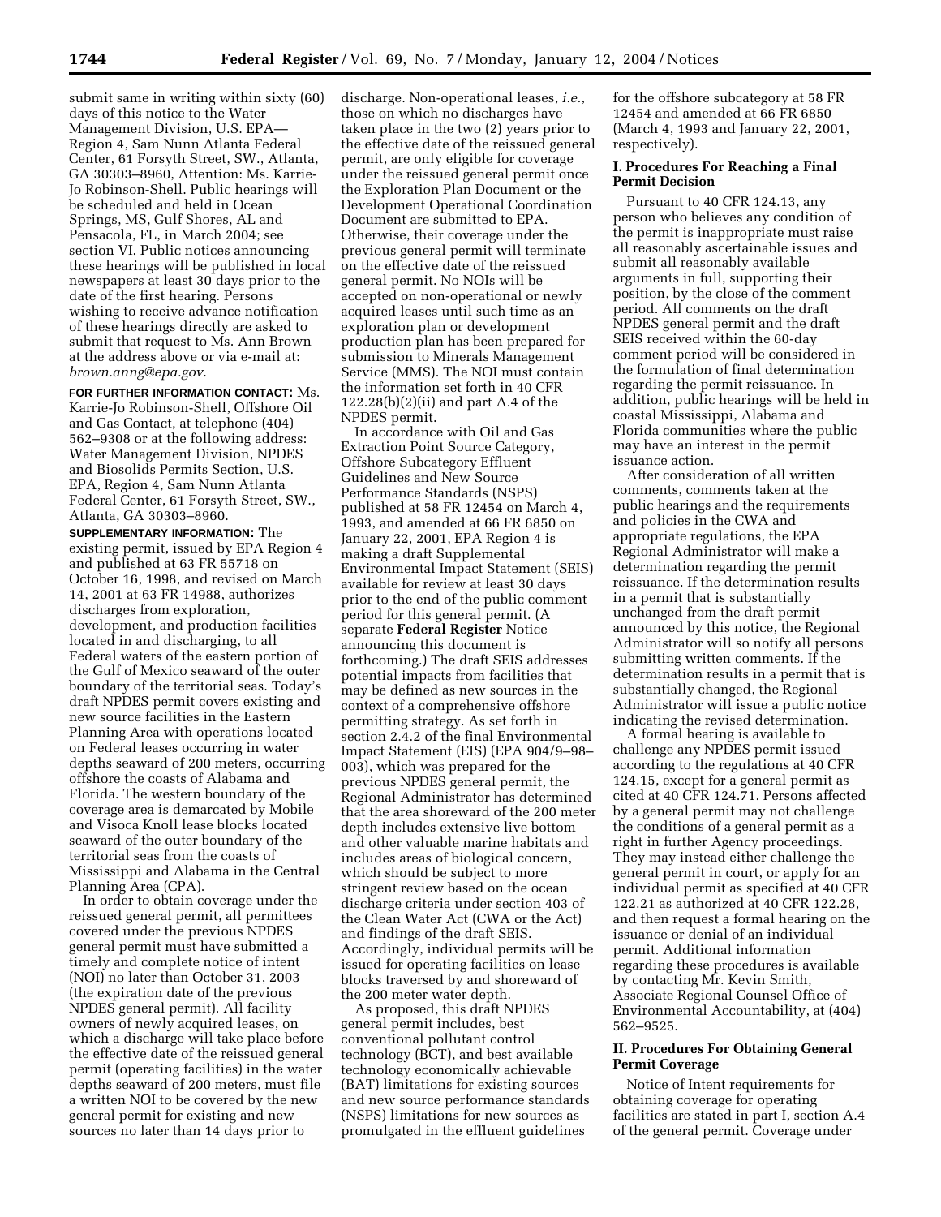submit same in writing within sixty (60) days of this notice to the Water Management Division, U.S. EPA—Region 4, Sam Nunn Atlanta Federal Center, 61 Forsyth Street, SW., Atlanta, GA 30303–8960, Attention: Ms. Karrie-Jo Robinson-Shell. Public hearings will be scheduled and held in Ocean Springs, MS, Gulf Shores, AL and Pensacola, FL, in March 2004; see section VI. Public notices announcing these hearings will be published in local newspapers at least 30 days prior to the date of the first hearing. Persons wishing to receive advance notification of these hearings directly are asked to submit that request to Ms. Ann Brown at the address above or via e-mail at: *brown.anng@epa.gov*.

**FOR FURTHER INFORMATION CONTACT:** Ms. Karrie-Jo Robinson-Shell, Offshore Oil and Gas Contact, at telephone (404) 562–9308 or at the following address: Water Management Division, NPDES and Biosolids Permits Section, U.S. EPA, Region 4, Sam Nunn Atlanta Federal Center, 61 Forsyth Street, SW., Atlanta, GA 30303–8960.

**SUPPLEMENTARY INFORMATION:** The existing permit, issued by EPA Region 4 and published at 63 FR 55718 on October 16, 1998, and revised on March 14, 2001 at 63 FR 14988, authorizes discharges from exploration, development, and production facilities located in and discharging, to all Federal waters of the eastern portion of the Gulf of Mexico seaward of the outer boundary of the territorial seas. Today's draft NPDES permit covers existing and new source facilities in the Eastern Planning Area with operations located on Federal leases occurring in water depths seaward of 200 meters, occurring offshore the coasts of Alabama and Florida. The western boundary of the coverage area is demarcated by Mobile and Visoca Knoll lease blocks located seaward of the outer boundary of the territorial seas from the coasts of Mississippi and Alabama in the Central Planning Area (CPA).

In order to obtain coverage under the reissued general permit, all permittees covered under the previous NPDES general permit must have submitted a timely and complete notice of intent (NOI) no later than October 31, 2003 (the expiration date of the previous NPDES general permit). All facility owners of newly acquired leases, on which a discharge will take place before the effective date of the reissued general permit (operating facilities) in the water depths seaward of 200 meters, must file a written NOI to be covered by the new general permit for existing and new sources no later than 14 days prior to discharge. Non-operational leases, *i.e.*, those on which no discharges have taken place in the two (2) years prior to the effective date of the reissued general permit, are only eligible for coverage under the reissued general permit once the Exploration Plan Document or the Development Operational Coordination Document are submitted to EPA. Otherwise, their coverage under the previous general permit will terminate on the effective date of the reissued general permit. No NOIs will be accepted on non-operational or newly acquired leases until such time as an exploration plan or development production plan has been prepared for submission to Minerals Management Service (MMS). The NOI must contain the information set forth in 40 CFR 122.28(b)(2)(ii) and part A.4 of the NPDES permit.

In accordance with Oil and Gas Extraction Point Source Category, Offshore Subcategory Effluent Guidelines and New Source Performance Standards (NSPS) published at 58 FR 12454 on March 4, 1993, and amended at 66 FR 6850 on January 22, 2001, EPA Region 4 is making a draft Supplemental Environmental Impact Statement (SEIS) available for review at least 30 days prior to the end of the public comment period for this general permit. (A separate **Federal Register** Notice announcing this document is forthcoming.) The draft SEIS addresses potential impacts from facilities that may be defined as new sources in the context of a comprehensive offshore permitting strategy. As set forth in section 2.4.2 of the final Environmental Impact Statement (EIS) (EPA 904/9–98–003), which was prepared for the previous NPDES general permit, the Regional Administrator has determined that the area shoreward of the 200 meter depth includes extensive live bottom and other valuable marine habitats and includes areas of biological concern, which should be subject to more stringent review based on the ocean discharge criteria under section 403 of the Clean Water Act (CWA or the Act) and findings of the draft SEIS. Accordingly, individual permits will be issued for operating facilities on lease blocks traversed by and shoreward of the 200 meter water depth.

As proposed, this draft NPDES general permit includes, best conventional pollutant control technology (BCT), and best available technology economically achievable (BAT) limitations for existing sources and new source performance standards (NSPS) limitations for new sources as promulgated in the effluent guidelines for the offshore subcategory at 58 FR 12454 and amended at 66 FR 6850 (March 4, 1993 and January 22, 2001, respectively).

## I. Procedures For Reaching a Final Permit Decision

Pursuant to 40 CFR 124.13, any person who believes any condition of the permit is inappropriate must raise all reasonably ascertainable issues and submit all reasonably available arguments in full, supporting their position, by the close of the comment period. All comments on the draft NPDES general permit and the draft SEIS received within the 60-day comment period will be considered in the formulation of final determination regarding the permit reissuance. In addition, public hearings will be held in coastal Mississippi, Alabama and Florida communities where the public may have an interest in the permit issuance action.

After consideration of all written comments, comments taken at the public hearings and the requirements and policies in the CWA and appropriate regulations, the EPA Regional Administrator will make a determination regarding the permit reissuance. If the determination results in a permit that is substantially unchanged from the draft permit announced by this notice, the Regional Administrator will so notify all persons submitting written comments. If the determination results in a permit that is substantially changed, the Regional Administrator will issue a public notice indicating the revised determination.

A formal hearing is available to challenge any NPDES permit issued according to the regulations at 40 CFR 124.15, except for a general permit as cited at 40 CFR 124.71. Persons affected by a general permit may not challenge the conditions of a general permit as a right in further Agency proceedings. They may instead either challenge the general permit in court, or apply for an individual permit as specified at 40 CFR 122.21 as authorized at 40 CFR 122.28, and then request a formal hearing on the issuance or denial of an individual permit. Additional information regarding these procedures is available by contacting Mr. Kevin Smith, Associate Regional Counsel Office of Environmental Accountability, at (404) 562–9525.

## II. Procedures For Obtaining General Permit Coverage

Notice of Intent requirements for obtaining coverage for operating facilities are stated in part I, section A.4 of the general permit. Coverage under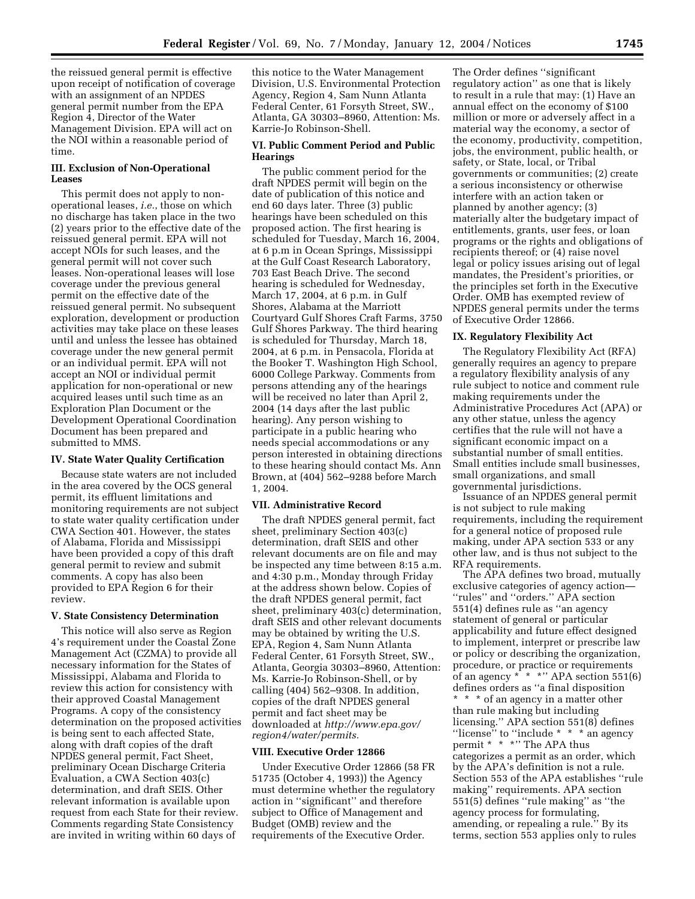the reissued general permit is effective upon receipt of notification of coverage with an assignment of an NPDES general permit number from the EPA Region 4, Director of the Water Management Division. EPA will act on the NOI within a reasonable period of time.

### III. Exclusion of Non-Operational Leases

This permit does not apply to non-operational leases, *i.e.*, those on which no discharge has taken place in the two (2) years prior to the effective date of the reissued general permit. EPA will not accept NOIs for such leases, and the general permit will not cover such leases. Non-operational leases will lose coverage under the previous general permit on the effective date of the reissued general permit. No subsequent exploration, development or production activities may take place on these leases until and unless the lessee has obtained coverage under the new general permit or an individual permit. EPA will not accept an NOI or individual permit application for non-operational or new acquired leases until such time as an Exploration Plan Document or the Development Operational Coordination Document has been prepared and submitted to MMS.

### IV. State Water Quality Certification

Because state waters are not included in the area covered by the OCS general permit, its effluent limitations and monitoring requirements are not subject to state water quality certification under CWA Section 401. However, the states of Alabama, Florida and Mississippi have been provided a copy of this draft general permit to review and submit comments. A copy has also been provided to EPA Region 6 for their review.

### V. State Consistency Determination

This notice will also serve as Region 4's requirement under the Coastal Zone Management Act (CZMA) to provide all necessary information for the States of Mississippi, Alabama and Florida to review this action for consistency with their approved Coastal Management Programs. A copy of the consistency determination on the proposed activities is being sent to each affected State, along with draft copies of the draft NPDES general permit, Fact Sheet, preliminary Ocean Discharge Criteria Evaluation, a CWA Section 403(c) determination, and draft SEIS. Other relevant information is available upon request from each State for their review. Comments regarding State Consistency are invited in writing within 60 days of this notice to the Water Management Division, U.S. Environmental Protection Agency, Region 4, Sam Nunn Atlanta Federal Center, 61 Forsyth Street, SW., Atlanta, GA 30303–8960, Attention: Ms. Karrie-Jo Robinson-Shell.

### VI. Public Comment Period and Public Hearings

The public comment period for the draft NPDES permit will begin on the date of publication of this notice and end 60 days later. Three (3) public hearings have been scheduled on this proposed action. The first hearing is scheduled for Tuesday, March 16, 2004, at 6 p.m in Ocean Springs, Mississippi at the Gulf Coast Research Laboratory, 703 East Beach Drive. The second hearing is scheduled for Wednesday, March 17, 2004, at 6 p.m. in Gulf Shores, Alabama at the Marriott Courtyard Gulf Shores Craft Farms, 3750 Gulf Shores Parkway. The third hearing is scheduled for Thursday, March 18, 2004, at 6 p.m. in Pensacola, Florida at the Booker T. Washington High School, 6000 College Parkway. Comments from persons attending any of the hearings will be received no later than April 2, 2004 (14 days after the last public hearing). Any person wishing to participate in a public hearing who needs special accommodations or any person interested in obtaining directions to these hearing should contact Ms. Ann Brown, at (404) 562–9288 before March 1, 2004.

### VII. Administrative Record

The draft NPDES general permit, fact sheet, preliminary Section 403(c) determination, draft SEIS and other relevant documents are on file and may be inspected any time between 8:15 a.m. and 4:30 p.m., Monday through Friday at the address shown below. Copies of the draft NPDES general permit, fact sheet, preliminary 403(c) determination, draft SEIS and other relevant documents may be obtained by writing the U.S. EPA, Region 4, Sam Nunn Atlanta Federal Center, 61 Forsyth Street, SW., Atlanta, Georgia 30303–8960, Attention: Ms. Karrie-Jo Robinson-Shell, or by calling (404) 562–9308. In addition, copies of the draft NPDES general permit and fact sheet may be downloaded at *http://www.epa.gov/region4/water/permits.*

### VIII. Executive Order 12866

Under Executive Order 12866 (58 FR 51735 (October 4, 1993)) the Agency must determine whether the regulatory action in ''significant'' and therefore subject to Office of Management and Budget (OMB) review and the requirements of the Executive Order. The Order defines ''significant regulatory action'' as one that is likely to result in a rule that may: (1) Have an annual effect on the economy of $100 million or more or adversely affect in a material way the economy, a sector of the economy, productivity, competition, jobs, the environment, public health, or safety, or State, local, or Tribal governments or communities; (2) create a serious inconsistency or otherwise interfere with an action taken or planned by another agency; (3) materially alter the budgetary impact of entitlements, grants, user fees, or loan programs or the rights and obligations of recipients thereof; or (4) raise novel legal or policy issues arising out of legal mandates, the President's priorities, or the principles set forth in the Executive Order. OMB has exempted review of NPDES general permits under the terms of Executive Order 12866.

### IX. Regulatory Flexibility Act

The Regulatory Flexibility Act (RFA) generally requires an agency to prepare a regulatory flexibility analysis of any rule subject to notice and comment rule making requirements under the Administrative Procedures Act (APA) or any other statue, unless the agency certifies that the rule will not have a significant economic impact on a substantial number of small entities. Small entities include small businesses, small organizations, and small governmental jurisdictions.

Issuance of an NPDES general permit is not subject to rule making requirements, including the requirement for a general notice of proposed rule making, under APA section 533 or any other law, and is thus not subject to the RFA requirements.

The APA defines two broad, mutually exclusive categories of agency action—''rules'' and ''orders.'' APA section 551(4) defines rule as ''an agency statement of general or particular applicability and future effect designed to implement, interpret or prescribe law or policy or describing the organization, procedure, or practice or requirements of an agency * * *'' APA section 551(6) defines orders as ''a final disposition * * * of an agency in a matter other than rule making but including licensing.'' APA section 551(8) defines ''license'' to ''include * * * an agency permit * * *'' The APA thus categorizes a permit as an order, which by the APA's definition is not a rule. Section 553 of the APA establishes ''rule making'' requirements. APA section 551(5) defines ''rule making'' as ''the agency process for formulating, amending, or repealing a rule.'' By its terms, section 553 applies only to rules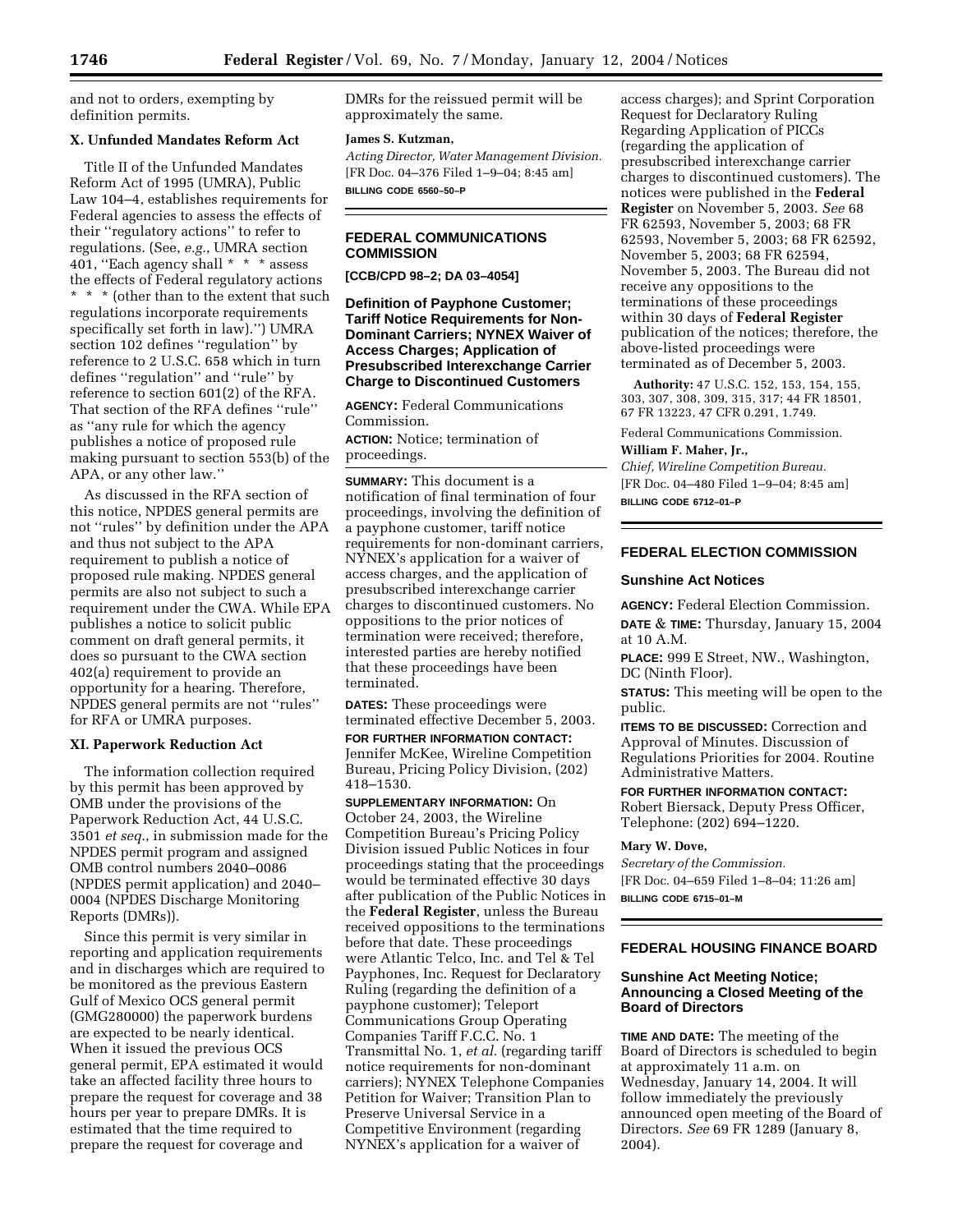and not to orders, exempting by definition permits.

### X. Unfunded Mandates Reform Act

Title II of the Unfunded Mandates Reform Act of 1995 (UMRA), Public Law 104–4, establishes requirements for Federal agencies to assess the effects of their ''regulatory actions'' to refer to regulations. (See, *e.g.*, UMRA section 401, ''Each agency shall * * * assess the effects of Federal regulatory actions * * * (other than to the extent that such regulations incorporate requirements specifically set forth in law).'') UMRA section 102 defines ''regulation'' by reference to 2 U.S.C. 658 which in turn defines ''regulation'' and ''rule'' by reference to section 601(2) of the RFA. That section of the RFA defines ''rule'' as ''any rule for which the agency publishes a notice of proposed rule making pursuant to section 553(b) of the APA, or any other law.''

As discussed in the RFA section of this notice, NPDES general permits are not ''rules'' by definition under the APA and thus not subject to the APA requirement to publish a notice of proposed rule making. NPDES general permits are also not subject to such a requirement under the CWA. While EPA publishes a notice to solicit public comment on draft general permits, it does so pursuant to the CWA section 402(a) requirement to provide an opportunity for a hearing. Therefore, NPDES general permits are not ''rules'' for RFA or UMRA purposes.

### XI. Paperwork Reduction Act

The information collection required by this permit has been approved by OMB under the provisions of the Paperwork Reduction Act, 44 U.S.C. 3501 *et seq.*, in submission made for the NPDES permit program and assigned OMB control numbers 2040–0086 (NPDES permit application) and 2040–0004 (NPDES Discharge Monitoring Reports (DMRs)).

Since this permit is very similar in reporting and application requirements and in discharges which are required to be monitored as the previous Eastern Gulf of Mexico OCS general permit (GMG280000) the paperwork burdens are expected to be nearly identical. When it issued the previous OCS general permit, EPA estimated it would take an affected facility three hours to prepare the request for coverage and 38 hours per year to prepare DMRs. It is estimated that the time required to prepare the request for coverage and DMRs for the reissued permit will be approximately the same.

**James S. Kutzman,**

*Acting Director, Water Management Division.*

[FR Doc. 04–376 Filed 1–9–04; 8:45 am]

**BILLING CODE 6560–50–P**

---

## FEDERAL COMMUNICATIONS COMMISSION

**[CCB/CPD 98–2; DA 03–4054]**

### Definition of Payphone Customer; Tariff Notice Requirements for Non-Dominant Carriers; NYNEX Waiver of Access Charges; Application of Presubscribed Interexchange Carrier Charge to Discontinued Customers

**AGENCY:** Federal Communications Commission.

**ACTION:** Notice; termination of proceedings.

**SUMMARY:** This document is a notification of final termination of four proceedings, involving the definition of a payphone customer, tariff notice requirements for non-dominant carriers, NYNEX's application for a waiver of access charges, and the application of presubscribed interexchange carrier charges to discontinued customers. No oppositions to the prior notices of termination were received; therefore, interested parties are hereby notified that these proceedings have been terminated.

**DATES:** These proceedings were terminated effective December 5, 2003.

**FOR FURTHER INFORMATION CONTACT:** Jennifer McKee, Wireline Competition Bureau, Pricing Policy Division, (202) 418–1530.

**SUPPLEMENTARY INFORMATION:** On October 24, 2003, the Wireline Competition Bureau's Pricing Policy Division issued Public Notices in four proceedings stating that the proceedings would be terminated effective 30 days after publication of the Public Notices in the **Federal Register**, unless the Bureau received oppositions to the terminations before that date. These proceedings were Atlantic Telco, Inc. and Tel & Tel Payphones, Inc. Request for Declaratory Ruling (regarding the definition of a payphone customer); Teleport Communications Group Operating Companies Tariff F.C.C. No. 1 Transmittal No. 1, *et al.* (regarding tariff notice requirements for non-dominant carriers); NYNEX Telephone Companies Petition for Waiver; Transition Plan to Preserve Universal Service in a Competitive Environment (regarding NYNEX's application for a waiver of access charges); and Sprint Corporation Request for Declaratory Ruling Regarding Application of PICCs (regarding the application of presubscribed interexchange carrier charges to discontinued customers). The notices were published in the **Federal Register** on November 5, 2003. *See* 68 FR 62593, November 5, 2003; 68 FR 62593, November 5, 2003; 68 FR 62592, November 5, 2003; 68 FR 62594, November 5, 2003. The Bureau did not receive any oppositions to the terminations of these proceedings within 30 days of **Federal Register** publication of the notices; therefore, the above-listed proceedings were terminated as of December 5, 2003.

**Authority:** 47 U.S.C. 152, 153, 154, 155, 303, 307, 308, 309, 315, 317; 44 FR 18501, 67 FR 13223, 47 CFR 0.291, 1.749.

Federal Communications Commission.

**William F. Maher, Jr.,**

*Chief, Wireline Competition Bureau.*

[FR Doc. 04–480 Filed 1–9–04; 8:45 am]

**BILLING CODE 6712–01–P**

---

## FEDERAL ELECTION COMMISSION

### Sunshine Act Notices

**AGENCY:** Federal Election Commission.

**DATE & TIME:** Thursday, January 15, 2004 at 10 A.M.

**PLACE:** 999 E Street, NW., Washington, DC (Ninth Floor).

**STATUS:** This meeting will be open to the public.

**ITEMS TO BE DISCUSSED:** Correction and Approval of Minutes. Discussion of Regulations Priorities for 2004. Routine Administrative Matters.

**FOR FURTHER INFORMATION CONTACT:** Robert Biersack, Deputy Press Officer, Telephone: (202) 694–1220.

**Mary W. Dove,**

*Secretary of the Commission.*

[FR Doc. 04–659 Filed 1–8–04; 11:26 am]

**BILLING CODE 6715–01–M**

---

## FEDERAL HOUSING FINANCE BOARD

### Sunshine Act Meeting Notice; Announcing a Closed Meeting of the Board of Directors

**TIME AND DATE:** The meeting of the Board of Directors is scheduled to begin at approximately 11 a.m. on Wednesday, January 14, 2004. It will follow immediately the previously announced open meeting of the Board of Directors. *See* 69 FR 1289 (January 8, 2004).